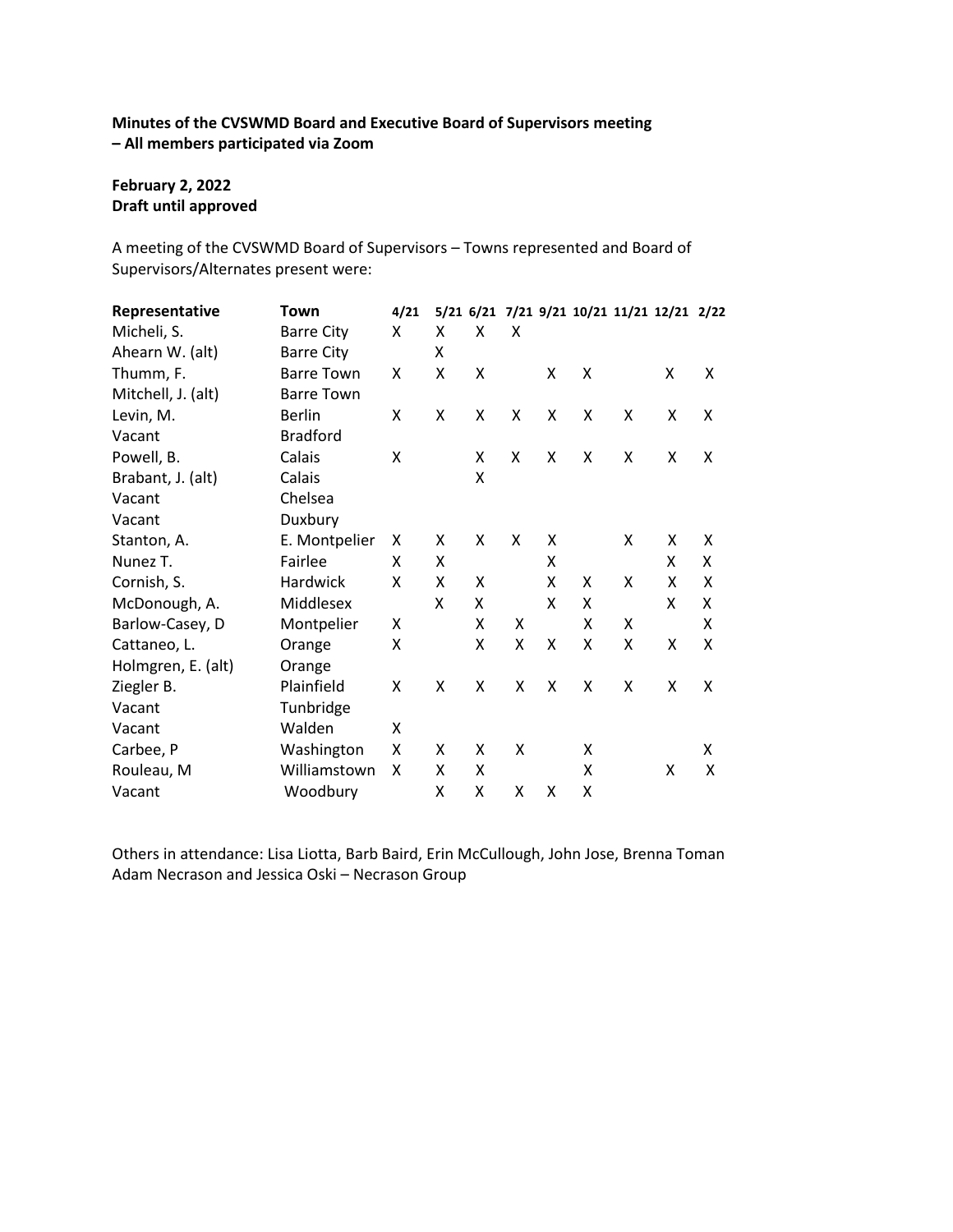**Minutes of the CVSWMD Board and Executive Board of Supervisors meeting – All members participated via Zoom**

**February 2, 2022**
**Draft until approved**

A meeting of the CVSWMD Board of Supervisors – Towns represented and Board of Supervisors/Alternates present were:

| Representative | Town | 4/21 | 5/21 | 6/21 | 7/21 | 9/21 | 10/21 | 11/21 | 12/21 | 2/22 |
|---|---|---|---|---|---|---|---|---|---|---|
| Micheli, S. | Barre City | X | X | X | X | | | | | |
| Ahearn W. (alt) | Barre City | | X | | | | | | | |
| Thumm, F. | Barre Town | X | X | X | | X | X | | X | X |
| Mitchell, J. (alt) | Barre Town | | | | | | | | | |
| Levin, M. | Berlin | X | X | X | X | X | X | X | X | X |
| Vacant | Bradford | | | | | | | | | |
| Powell, B. | Calais | X | | X | X | X | X | X | X | X |
| Brabant, J. (alt) | Calais | | | X | | | | | | |
| Vacant | Chelsea | | | | | | | | | |
| Vacant | Duxbury | | | | | | | | | |
| Stanton, A. | E. Montpelier | X | X | X | X | X | | X | X | X |
| Nunez T. | Fairlee | X | X | | | X | | | X | X |
| Cornish, S. | Hardwick | X | X | X | | X | X | X | X | X |
| McDonough, A. | Middlesex | | X | X | | X | X | | X | X |
| Barlow-Casey, D | Montpelier | X | | X | X | | X | X | | X |
| Cattaneo, L. | Orange | X | | X | X | X | X | X | X | X |
| Holmgren, E. (alt) | Orange | | | | | | | | | |
| Ziegler B. | Plainfield | X | X | X | X | X | X | X | X | X |
| Vacant | Tunbridge | | | | | | | | | |
| Vacant | Walden | X | | | | | | | | |
| Carbee, P | Washington | X | X | X | X | | X | | | X |
| Rouleau, M | Williamstown | X | X | X | | | X | | X | X |
| Vacant | Woodbury | | X | X | X | X | X | | | |

Others in attendance: Lisa Liotta, Barb Baird, Erin McCullough, John Jose, Brenna Toman
Adam Necrason and Jessica Oski – Necrason Group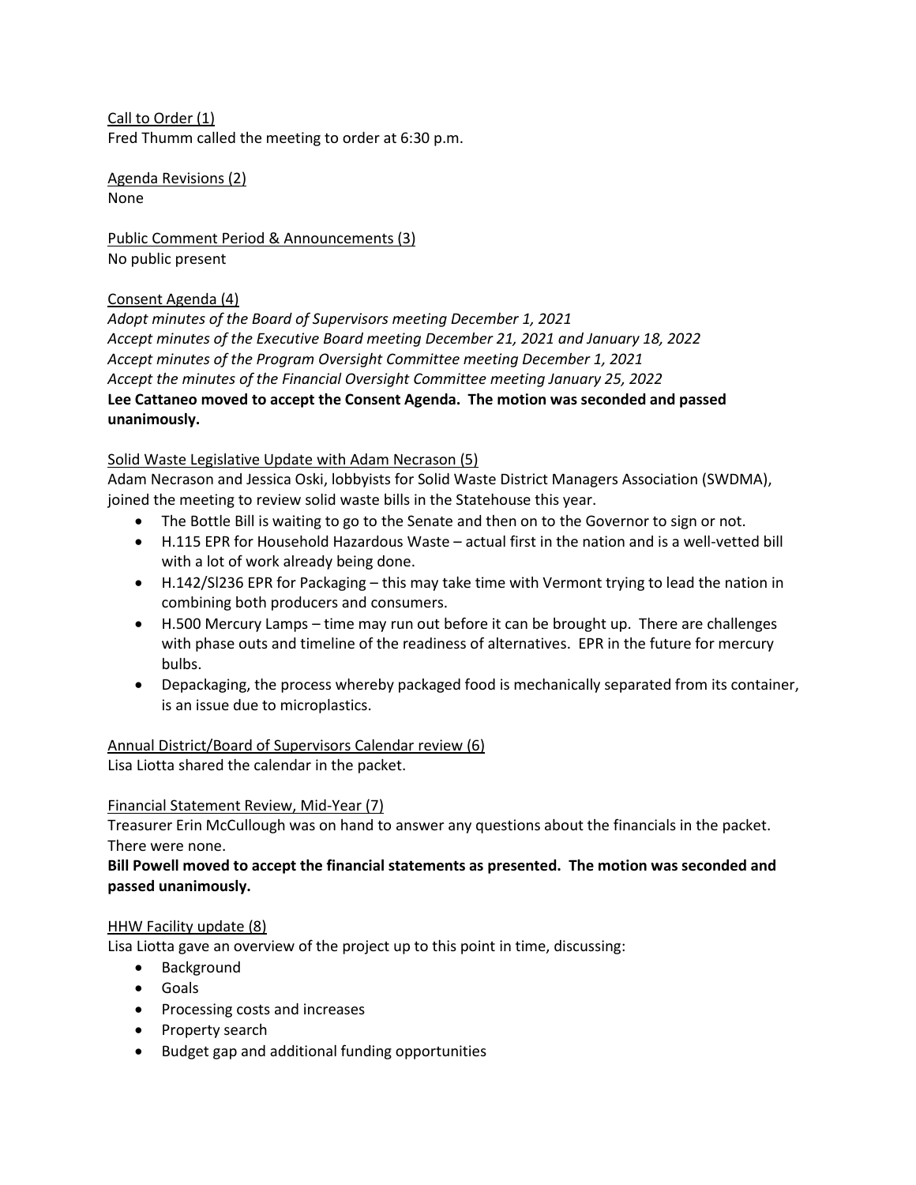Call to Order (1)
Fred Thumm called the meeting to order at 6:30 p.m.

Agenda Revisions (2)
None

Public Comment Period & Announcements (3)
No public present

Consent Agenda (4)
*Adopt minutes of the Board of Supervisors meeting December 1, 2021*
*Accept minutes of the Executive Board meeting December 21, 2021 and January 18, 2022*
*Accept minutes of the Program Oversight Committee meeting December 1, 2021*
*Accept the minutes of the Financial Oversight Committee meeting January 25, 2022*
**Lee Cattaneo moved to accept the Consent Agenda. The motion was seconded and passed unanimously.**

Solid Waste Legislative Update with Adam Necrason (5)
Adam Necrason and Jessica Oski, lobbyists for Solid Waste District Managers Association (SWDMA), joined the meeting to review solid waste bills in the Statehouse this year.

- The Bottle Bill is waiting to go to the Senate and then on to the Governor to sign or not.
- H.115 EPR for Household Hazardous Waste – actual first in the nation and is a well-vetted bill with a lot of work already being done.
- H.142/Sl236 EPR for Packaging – this may take time with Vermont trying to lead the nation in combining both producers and consumers.
- H.500 Mercury Lamps – time may run out before it can be brought up. There are challenges with phase outs and timeline of the readiness of alternatives. EPR in the future for mercury bulbs.
- Depackaging, the process whereby packaged food is mechanically separated from its container, is an issue due to microplastics.

Annual District/Board of Supervisors Calendar review (6)
Lisa Liotta shared the calendar in the packet.

Financial Statement Review, Mid-Year (7)
Treasurer Erin McCullough was on hand to answer any questions about the financials in the packet. There were none.
**Bill Powell moved to accept the financial statements as presented. The motion was seconded and passed unanimously.**

HHW Facility update (8)
Lisa Liotta gave an overview of the project up to this point in time, discussing:

- Background
- Goals
- Processing costs and increases
- Property search
- Budget gap and additional funding opportunities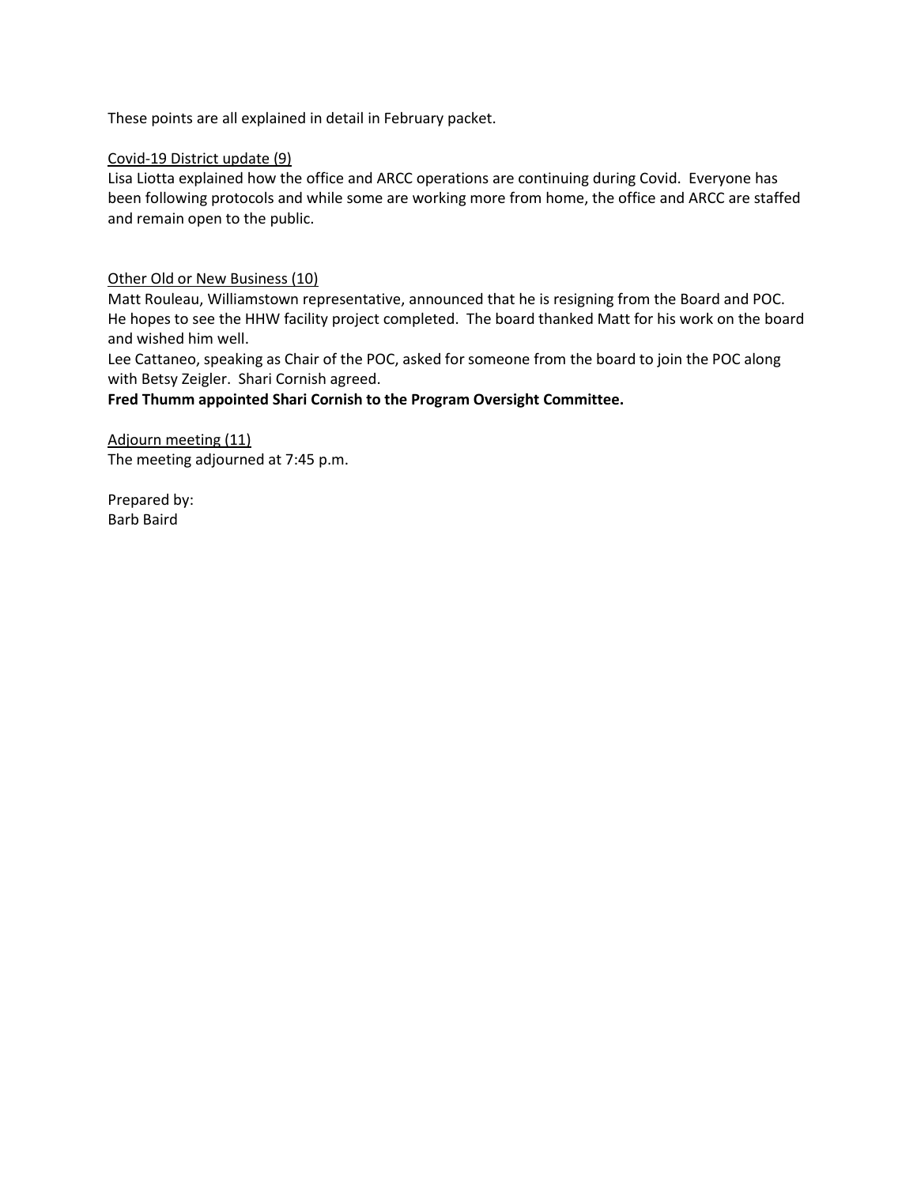These points are all explained in detail in February packet.

Covid-19 District update (9)

Lisa Liotta explained how the office and ARCC operations are continuing during Covid. Everyone has been following protocols and while some are working more from home, the office and ARCC are staffed and remain open to the public.

Other Old or New Business (10)

Matt Rouleau, Williamstown representative, announced that he is resigning from the Board and POC. He hopes to see the HHW facility project completed. The board thanked Matt for his work on the board and wished him well.

Lee Cattaneo, speaking as Chair of the POC, asked for someone from the board to join the POC along with Betsy Zeigler. Shari Cornish agreed.

**Fred Thumm appointed Shari Cornish to the Program Oversight Committee.**

Adjourn meeting (11)

The meeting adjourned at 7:45 p.m.

Prepared by:
Barb Baird